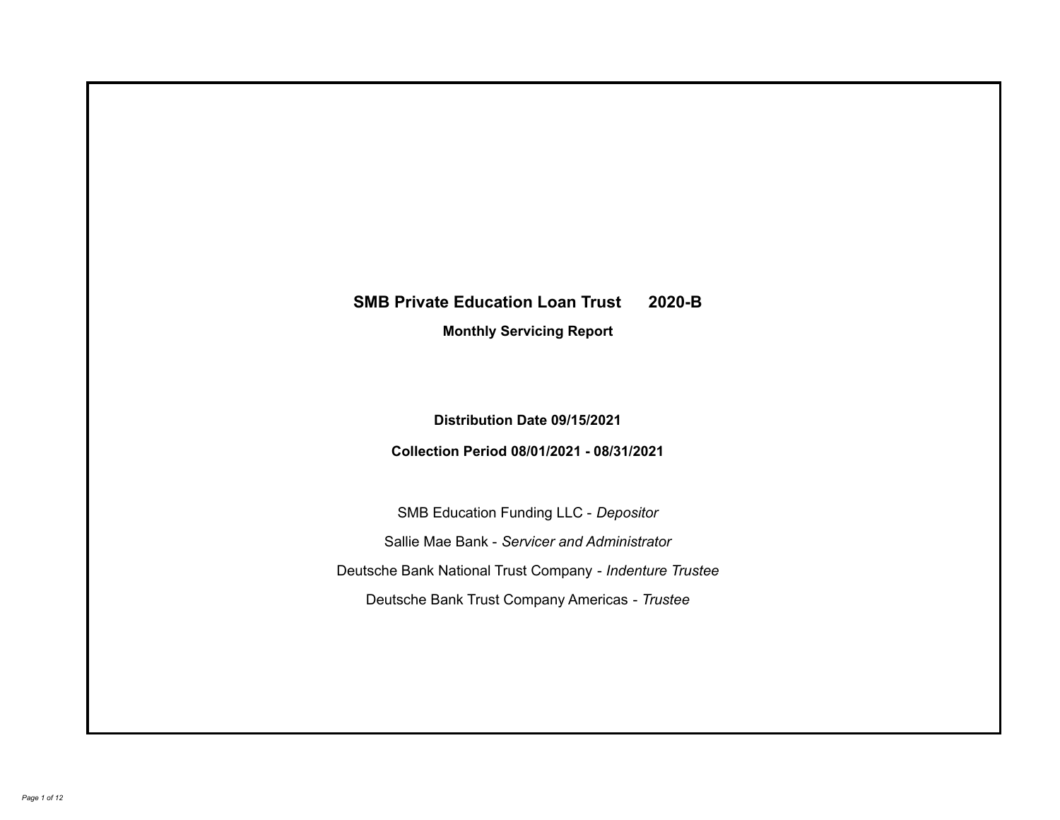# SMB Private Education Loan Trust 2020-B

## Monthly Servicing Report

**Distribution Date 09/15/2021**

**Collection Period 08/01/2021 - 08/31/2021**

SMB Education Funding LLC - *Depositor*

Sallie Mae Bank - *Servicer and Administrator*

Deutsche Bank National Trust Company - *Indenture Trustee*

Deutsche Bank Trust Company Americas - *Trustee*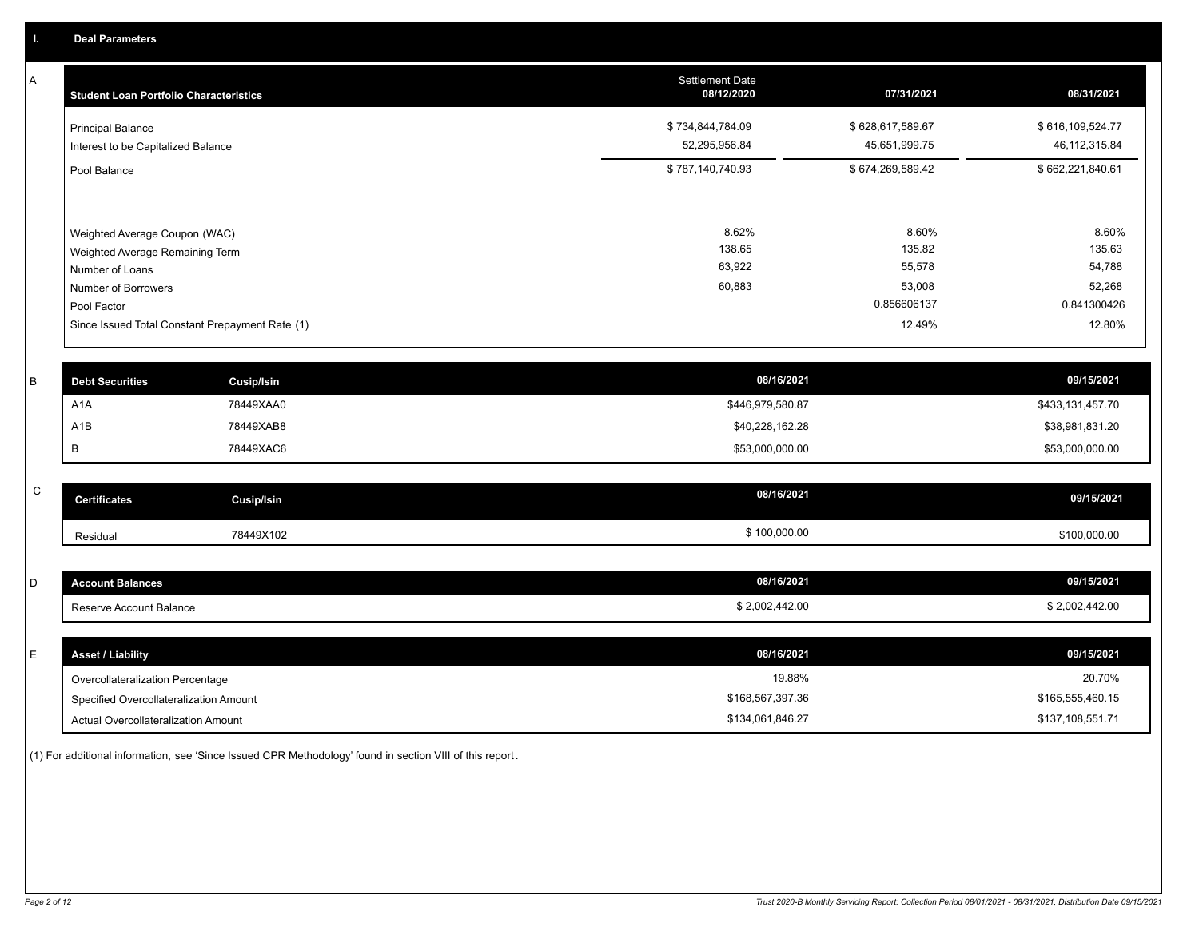## I. Deal Parameters

### A

| Student Loan Portfolio Characteristics | Settlement Date 08/12/2020 | 07/31/2021 | 08/31/2021 |
|---|---|---|---|
| Principal Balance | $ 734,844,784.09 | $ 628,617,589.67 | $ 616,109,524.77 |
| Interest to be Capitalized Balance | 52,295,956.84 | 45,651,999.75 | 46,112,315.84 |
| Pool Balance | $ 787,140,740.93 | $ 674,269,589.42 | $ 662,221,840.61 |
| Weighted Average Coupon (WAC) | 8.62% | 8.60% | 8.60% |
| Weighted Average Remaining Term | 138.65 | 135.82 | 135.63 |
| Number of Loans | 63,922 | 55,578 | 54,788 |
| Number of Borrowers | 60,883 | 53,008 | 52,268 |
| Pool Factor | | 0.856606137 | 0.841300426 |
| Since Issued Total Constant Prepayment Rate (1) | | 12.49% | 12.80% |

### B

| Debt Securities | Cusip/Isin | 08/16/2021 | 09/15/2021 |
|---|---|---|---|
| A1A | 78449XAA0 | $446,979,580.87 | $433,131,457.70 |
| A1B | 78449XAB8 | $40,228,162.28 | $38,981,831.20 |
| B | 78449XAC6 | $53,000,000.00 | $53,000,000.00 |

### C

| Certificates | Cusip/Isin | 08/16/2021 | 09/15/2021 |
|---|---|---|---|
| Residual | 78449X102 | $ 100,000.00 | $100,000.00 |

### D

| Account Balances | 08/16/2021 | 09/15/2021 |
|---|---|---|
| Reserve Account Balance | $ 2,002,442.00 | $ 2,002,442.00 |

### E

| Asset / Liability | 08/16/2021 | 09/15/2021 |
|---|---|---|
| Overcollateralization Percentage | 19.88% | 20.70% |
| Specified Overcollateralization Amount | $168,567,397.36 | $165,555,460.15 |
| Actual Overcollateralization Amount | $134,061,846.27 | $137,108,551.71 |

(1) For additional information, see 'Since Issued CPR Methodology' found in section VIII of this report.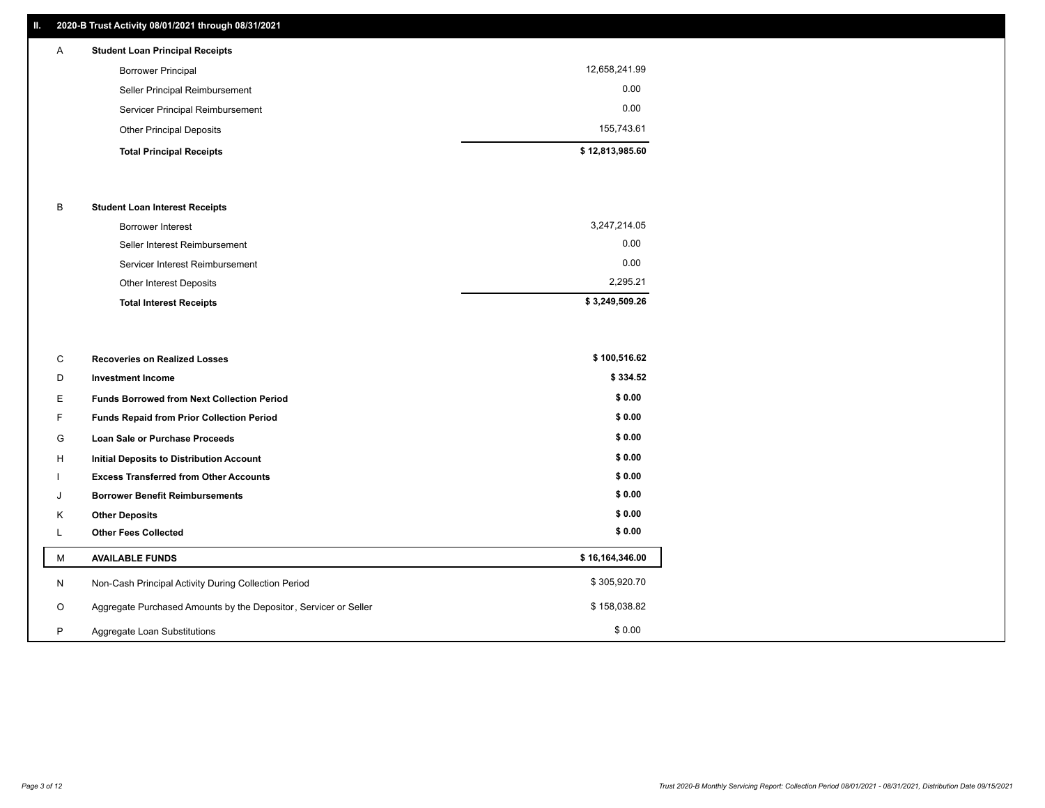## II. 2020-B Trust Activity 08/01/2021 through 08/31/2021

| | | |
|---|---|---|
| A | **Student Loan Principal Receipts** | |
| | Borrower Principal | 12,658,241.99 |
| | Seller Principal Reimbursement | 0.00 |
| | Servicer Principal Reimbursement | 0.00 |
| | Other Principal Deposits | 155,743.61 |
| | **Total Principal Receipts** | **$ 12,813,985.60** |
| B | **Student Loan Interest Receipts** | |
| | Borrower Interest | 3,247,214.05 |
| | Seller Interest Reimbursement | 0.00 |
| | Servicer Interest Reimbursement | 0.00 |
| | Other Interest Deposits | 2,295.21 |
| | **Total Interest Receipts** | **$ 3,249,509.26** |
| C | **Recoveries on Realized Losses** | **$ 100,516.62** |
| D | **Investment Income** | **$ 334.52** |
| E | **Funds Borrowed from Next Collection Period** | **$ 0.00** |
| F | **Funds Repaid from Prior Collection Period** | **$ 0.00** |
| G | **Loan Sale or Purchase Proceeds** | **$ 0.00** |
| H | **Initial Deposits to Distribution Account** | **$ 0.00** |
| I | **Excess Transferred from Other Accounts** | **$ 0.00** |
| J | **Borrower Benefit Reimbursements** | **$ 0.00** |
| K | **Other Deposits** | **$ 0.00** |
| L | **Other Fees Collected** | **$ 0.00** |
| M | **AVAILABLE FUNDS** | **$ 16,164,346.00** |
| N | Non-Cash Principal Activity During Collection Period | $ 305,920.70 |
| O | Aggregate Purchased Amounts by the Depositor, Servicer or Seller | $ 158,038.82 |
| P | Aggregate Loan Substitutions | $ 0.00 |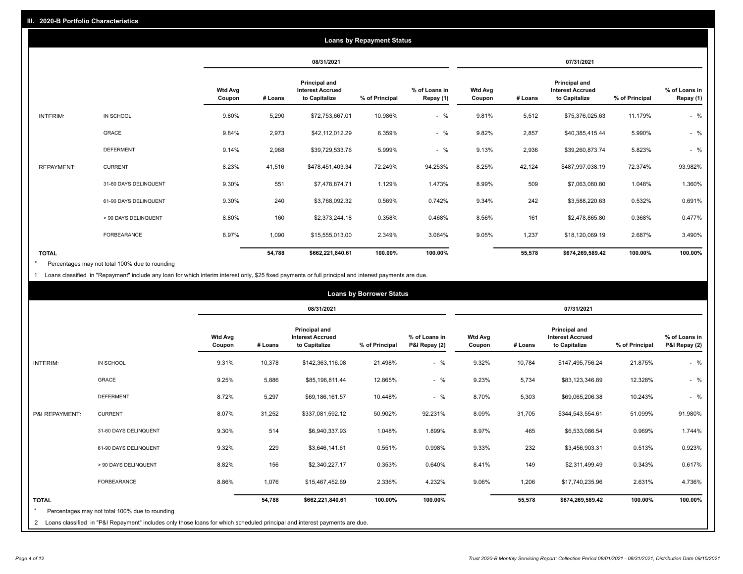## III. 2020-B Portfolio Characteristics

### Loans by Repayment Status

| | | 08/31/2021 | | | | | 07/31/2021 | | | | |
|---|---|---|---|---|---|---|---|---|---|---|---|
| | | Wtd Avg Coupon | # Loans | Principal and Interest Accrued to Capitalize | % of Principal | % of Loans in Repay (1) | Wtd Avg Coupon | # Loans | Principal and Interest Accrued to Capitalize | % of Principal | % of Loans in Repay (1) |
| INTERIM: | IN SCHOOL | 9.80% | 5,290 | $72,753,667.01 | 10.986% | - % | 9.81% | 5,512 | $75,376,025.63 | 11.179% | - % |
| | GRACE | 9.84% | 2,973 | $42,112,012.29 | 6.359% | - % | 9.82% | 2,857 | $40,385,415.44 | 5.990% | - % |
| | DEFERMENT | 9.14% | 2,968 | $39,729,533.76 | 5.999% | - % | 9.13% | 2,936 | $39,260,873.74 | 5.823% | - % |
| REPAYMENT: | CURRENT | 8.23% | 41,516 | $478,451,403.34 | 72.249% | 94.253% | 8.25% | 42,124 | $487,997,038.19 | 72.374% | 93.982% |
| | 31-60 DAYS DELINQUENT | 9.30% | 551 | $7,478,874.71 | 1.129% | 1.473% | 8.99% | 509 | $7,063,080.80 | 1.048% | 1.360% |
| | 61-90 DAYS DELINQUENT | 9.30% | 240 | $3,768,092.32 | 0.569% | 0.742% | 9.34% | 242 | $3,588,220.63 | 0.532% | 0.691% |
| | > 90 DAYS DELINQUENT | 8.80% | 160 | $2,373,244.18 | 0.358% | 0.468% | 8.56% | 161 | $2,478,865.80 | 0.368% | 0.477% |
| | FORBEARANCE | 8.97% | 1,090 | $15,555,013.00 | 2.349% | 3.064% | 9.05% | 1,237 | $18,120,069.19 | 2.687% | 3.490% |
| TOTAL | | | 54,788 | $662,221,840.61 | 100.00% | 100.00% | | 55,578 | $674,269,589.42 | 100.00% | 100.00% |

* Percentages may not total 100% due to rounding

1 Loans classified in "Repayment" include any loan for which interim interest only, $25 fixed payments or full principal and interest payments are due.

### Loans by Borrower Status

| | | 08/31/2021 | | | | | 07/31/2021 | | | | |
|---|---|---|---|---|---|---|---|---|---|---|---|
| | | Wtd Avg Coupon | # Loans | Principal and Interest Accrued to Capitalize | % of Principal | % of Loans in P&I Repay (2) | Wtd Avg Coupon | # Loans | Principal and Interest Accrued to Capitalize | % of Principal | % of Loans in P&I Repay (2) |
| INTERIM: | IN SCHOOL | 9.31% | 10,378 | $142,363,116.08 | 21.498% | - % | 9.32% | 10,784 | $147,495,756.24 | 21.875% | - % |
| | GRACE | 9.25% | 5,886 | $85,196,811.44 | 12.865% | - % | 9.23% | 5,734 | $83,123,346.89 | 12.328% | - % |
| | DEFERMENT | 8.72% | 5,297 | $69,186,161.57 | 10.448% | - % | 8.70% | 5,303 | $69,065,206.38 | 10.243% | - % |
| P&I REPAYMENT: | CURRENT | 8.07% | 31,252 | $337,081,592.12 | 50.902% | 92.231% | 8.09% | 31,705 | $344,543,554.61 | 51.099% | 91.980% |
| | 31-60 DAYS DELINQUENT | 9.30% | 514 | $6,940,337.93 | 1.048% | 1.899% | 8.97% | 465 | $6,533,086.54 | 0.969% | 1.744% |
| | 61-90 DAYS DELINQUENT | 9.32% | 229 | $3,646,141.61 | 0.551% | 0.998% | 9.33% | 232 | $3,456,903.31 | 0.513% | 0.923% |
| | > 90 DAYS DELINQUENT | 8.82% | 156 | $2,340,227.17 | 0.353% | 0.640% | 8.41% | 149 | $2,311,499.49 | 0.343% | 0.617% |
| | FORBEARANCE | 8.86% | 1,076 | $15,467,452.69 | 2.336% | 4.232% | 9.06% | 1,206 | $17,740,235.96 | 2.631% | 4.736% |
| TOTAL | | | 54,788 | $662,221,840.61 | 100.00% | 100.00% | | 55,578 | $674,269,589.42 | 100.00% | 100.00% |

* Percentages may not total 100% due to rounding

2 Loans classified in "P&I Repayment" includes only those loans for which scheduled principal and interest payments are due.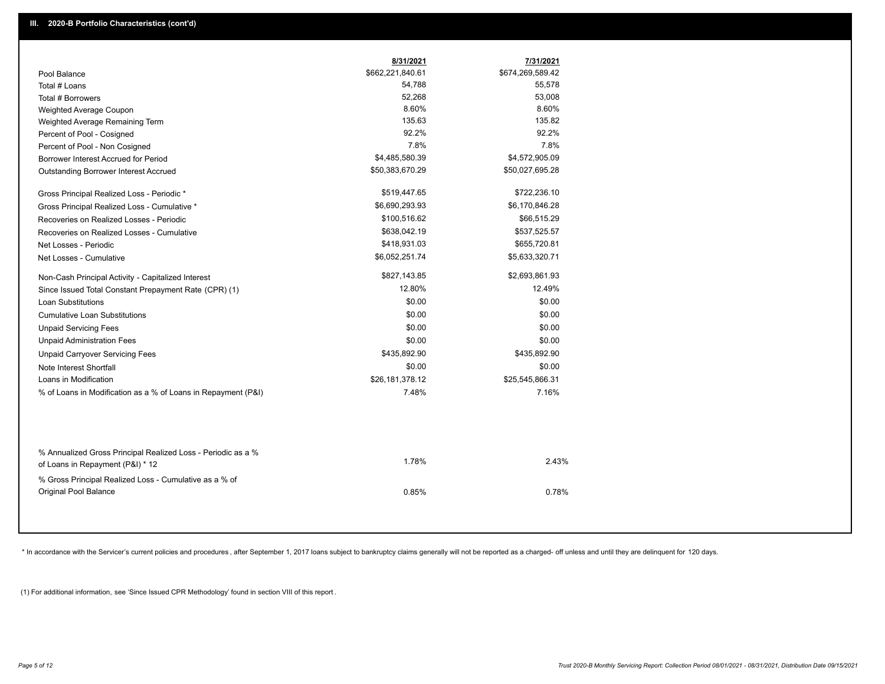## III. 2020-B Portfolio Characteristics (cont'd)

| | 8/31/2021 | 7/31/2021 |
|---|---|---|
| Pool Balance | $662,221,840.61 | $674,269,589.42 |
| Total # Loans | 54,788 | 55,578 |
| Total # Borrowers | 52,268 | 53,008 |
| Weighted Average Coupon | 8.60% | 8.60% |
| Weighted Average Remaining Term | 135.63 | 135.82 |
| Percent of Pool - Cosigned | 92.2% | 92.2% |
| Percent of Pool - Non Cosigned | 7.8% | 7.8% |
| Borrower Interest Accrued for Period | $4,485,580.39 | $4,572,905.09 |
| Outstanding Borrower Interest Accrued | $50,383,670.29 | $50,027,695.28 |
| Gross Principal Realized Loss - Periodic * | $519,447.65 | $722,236.10 |
| Gross Principal Realized Loss - Cumulative * | $6,690,293.93 | $6,170,846.28 |
| Recoveries on Realized Losses - Periodic | $100,516.62 | $66,515.29 |
| Recoveries on Realized Losses - Cumulative | $638,042.19 | $537,525.57 |
| Net Losses - Periodic | $418,931.03 | $655,720.81 |
| Net Losses - Cumulative | $6,052,251.74 | $5,633,320.71 |
| Non-Cash Principal Activity - Capitalized Interest | $827,143.85 | $2,693,861.93 |
| Since Issued Total Constant Prepayment Rate (CPR) (1) | 12.80% | 12.49% |
| Loan Substitutions | $0.00 | $0.00 |
| Cumulative Loan Substitutions | $0.00 | $0.00 |
| Unpaid Servicing Fees | $0.00 | $0.00 |
| Unpaid Administration Fees | $0.00 | $0.00 |
| Unpaid Carryover Servicing Fees | $435,892.90 | $435,892.90 |
| Note Interest Shortfall | $0.00 | $0.00 |
| Loans in Modification | $26,181,378.12 | $25,545,866.31 |
| % of Loans in Modification as a % of Loans in Repayment (P&I) | 7.48% | 7.16% |
| % Annualized Gross Principal Realized Loss - Periodic as a % of Loans in Repayment (P&I) * 12 | 1.78% | 2.43% |
| % Gross Principal Realized Loss - Cumulative as a % of Original Pool Balance | 0.85% | 0.78% |

* In accordance with the Servicer's current policies and procedures , after September 1, 2017 loans subject to bankruptcy claims generally will not be reported as a charged- off unless and until they are delinquent for 120 days.

(1) For additional information, see 'Since Issued CPR Methodology' found in section VIII of this report .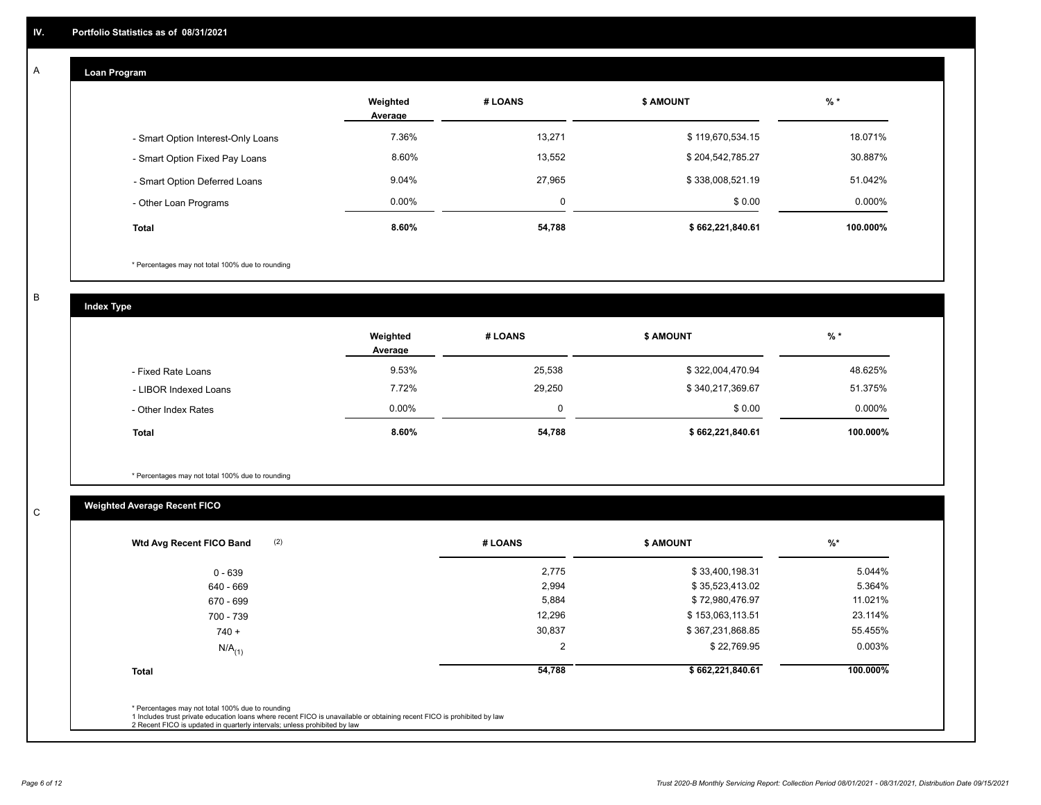## IV. Portfolio Statistics as of 08/31/2021

### A Loan Program

| | Weighted Average | # LOANS | $ AMOUNT | % * |
|---|---|---|---|---|
| - Smart Option Interest-Only Loans | 7.36% | 13,271 | $ 119,670,534.15 | 18.071% |
| - Smart Option Fixed Pay Loans | 8.60% | 13,552 | $ 204,542,785.27 | 30.887% |
| - Smart Option Deferred Loans | 9.04% | 27,965 | $ 338,008,521.19 | 51.042% |
| - Other Loan Programs | 0.00% | 0 | $ 0.00 | 0.000% |
| **Total** | **8.60%** | **54,788** | **$ 662,221,840.61** | **100.000%** |

* Percentages may not total 100% due to rounding

### B Index Type

| | Weighted Average | # LOANS | $ AMOUNT | % * |
|---|---|---|---|---|
| - Fixed Rate Loans | 9.53% | 25,538 | $ 322,004,470.94 | 48.625% |
| - LIBOR Indexed Loans | 7.72% | 29,250 | $ 340,217,369.67 | 51.375% |
| - Other Index Rates | 0.00% | 0 | $ 0.00 | 0.000% |
| **Total** | **8.60%** | **54,788** | **$ 662,221,840.61** | **100.000%** |

* Percentages may not total 100% due to rounding

### C Weighted Average Recent FICO

| Wtd Avg Recent FICO Band (2) | # LOANS | $ AMOUNT | %* |
|---|---|---|---|
| 0 - 639 | 2,775 | $ 33,400,198.31 | 5.044% |
| 640 - 669 | 2,994 | $ 35,523,413.02 | 5.364% |
| 670 - 699 | 5,884 | $ 72,980,476.97 | 11.021% |
| 700 - 739 | 12,296 | $ 153,063,113.51 | 23.114% |
| 740 + | 30,837 | $ 367,231,868.85 | 55.455% |
| N/A(1) | 2 | $ 22,769.95 | 0.003% |
| **Total** | **54,788** | **$ 662,221,840.61** | **100.000%** |

* Percentages may not total 100% due to rounding
1 Includes trust private education loans where recent FICO is unavailable or obtaining recent FICO is prohibited by law
2 Recent FICO is updated in quarterly intervals; unless prohibited by law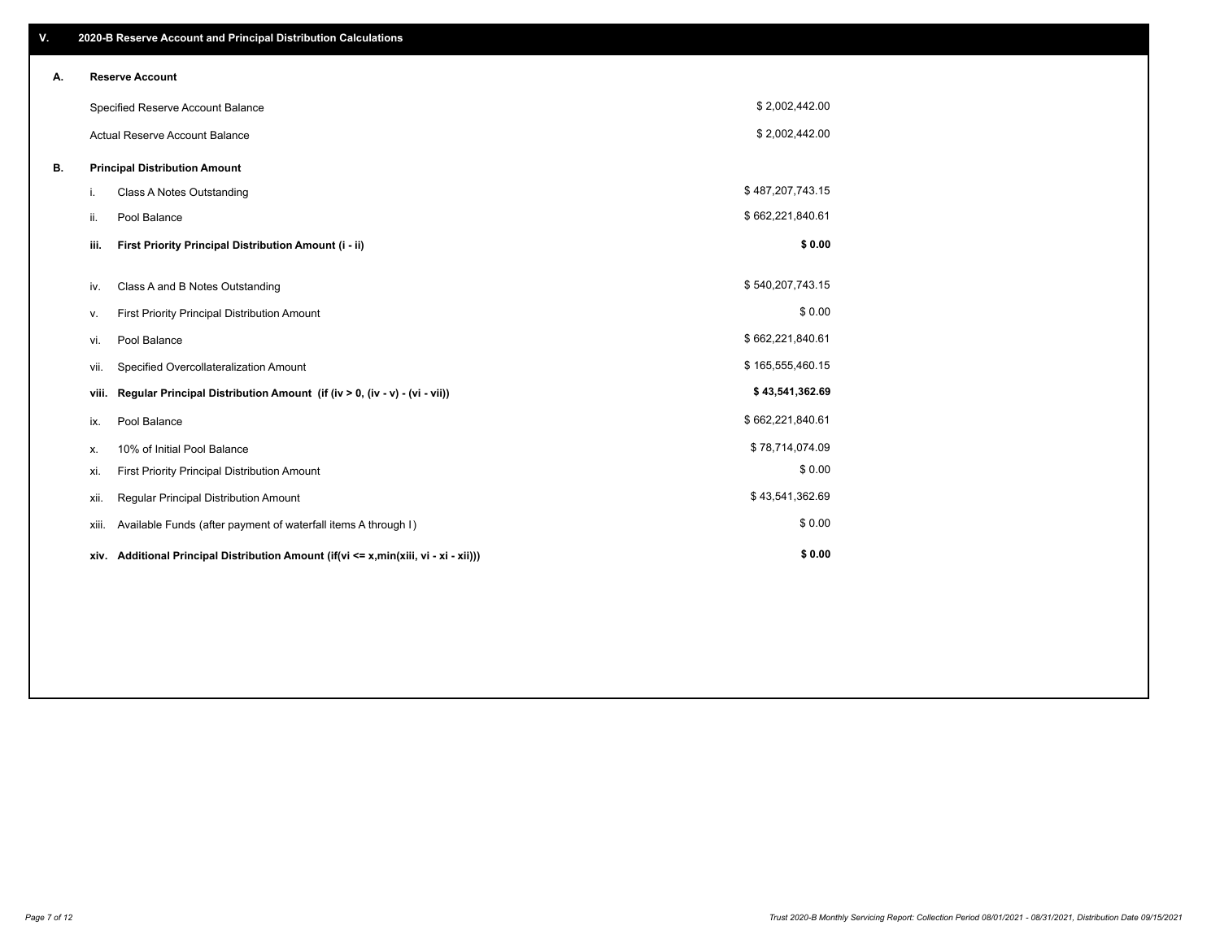## V. 2020-B Reserve Account and Principal Distribution Calculations

### A. Reserve Account

| | |
|---|---|
| Specified Reserve Account Balance | $ 2,002,442.00 |
| Actual Reserve Account Balance | $ 2,002,442.00 |

### B. Principal Distribution Amount

| | | |
|---|---|---|
| i. | Class A Notes Outstanding | $ 487,207,743.15 |
| ii. | Pool Balance | $ 662,221,840.61 |
| **iii.** | **First Priority Principal Distribution Amount (i - ii)** | **$ 0.00** |
| iv. | Class A and B Notes Outstanding | $ 540,207,743.15 |
| v. | First Priority Principal Distribution Amount | $ 0.00 |
| vi. | Pool Balance | $ 662,221,840.61 |
| vii. | Specified Overcollateralization Amount | $ 165,555,460.15 |
| **viii.** | **Regular Principal Distribution Amount (if (iv > 0, (iv - v) - (vi - vii))** | **$ 43,541,362.69** |
| ix. | Pool Balance | $ 662,221,840.61 |
| x. | 10% of Initial Pool Balance | $ 78,714,074.09 |
| xi. | First Priority Principal Distribution Amount | $ 0.00 |
| xii. | Regular Principal Distribution Amount | $ 43,541,362.69 |
| xiii. | Available Funds (after payment of waterfall items A through I) | $ 0.00 |
| **xiv.** | **Additional Principal Distribution Amount (if(vi <= x,min(xiii, vi - xi - xii)))** | **$ 0.00** |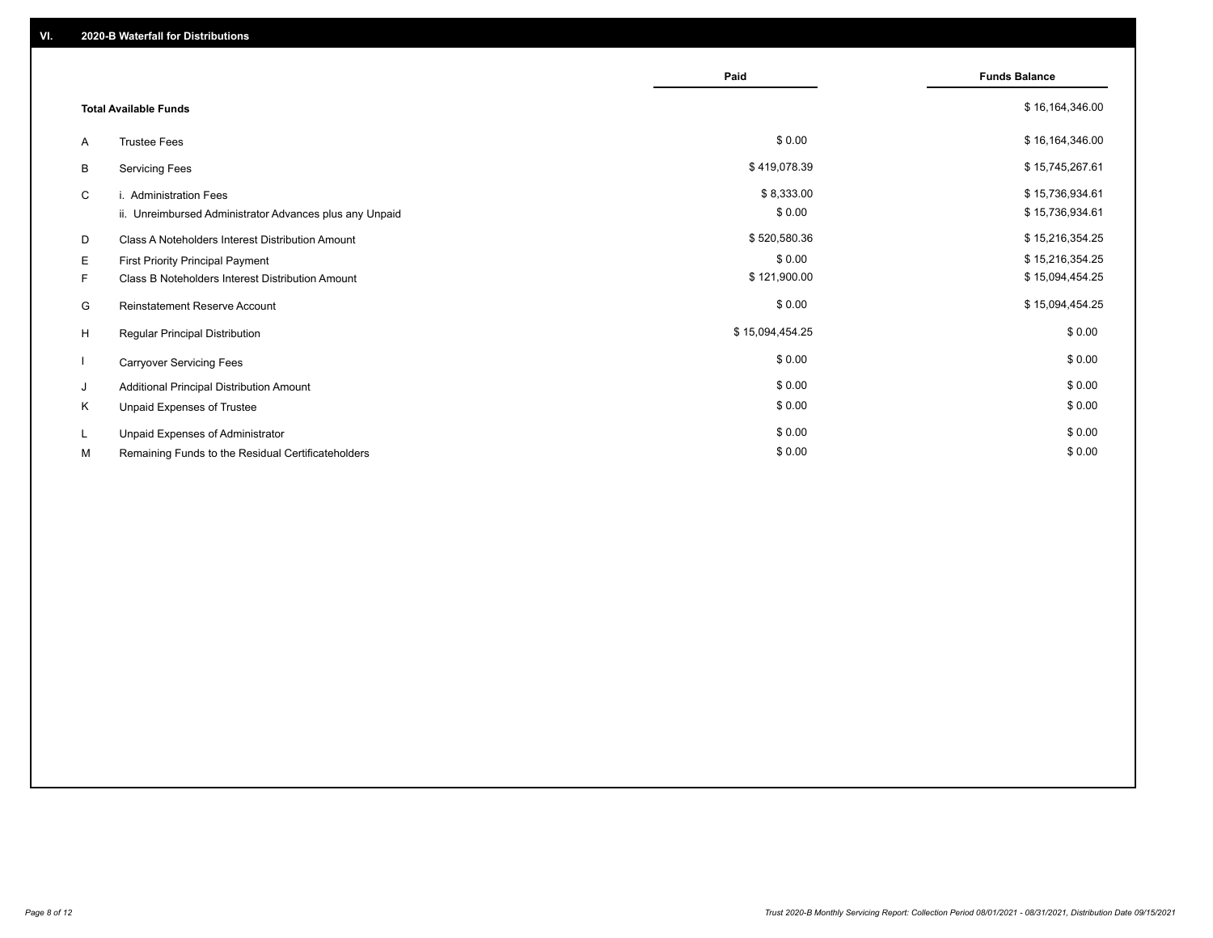## VI. 2020-B Waterfall for Distributions

| | | Paid | Funds Balance |
|---|---|---|---|
| | **Total Available Funds** | | $ 16,164,346.00 |
| A | Trustee Fees | $ 0.00 | $ 16,164,346.00 |
| B | Servicing Fees | $ 419,078.39 | $ 15,745,267.61 |
| C | i. Administration Fees | $ 8,333.00 | $ 15,736,934.61 |
| | ii. Unreimbursed Administrator Advances plus any Unpaid | $ 0.00 | $ 15,736,934.61 |
| D | Class A Noteholders Interest Distribution Amount | $ 520,580.36 | $ 15,216,354.25 |
| E | First Priority Principal Payment | $ 0.00 | $ 15,216,354.25 |
| F | Class B Noteholders Interest Distribution Amount | $ 121,900.00 | $ 15,094,454.25 |
| G | Reinstatement Reserve Account | $ 0.00 | $ 15,094,454.25 |
| H | Regular Principal Distribution | $ 15,094,454.25 | $ 0.00 |
| I | Carryover Servicing Fees | $ 0.00 | $ 0.00 |
| J | Additional Principal Distribution Amount | $ 0.00 | $ 0.00 |
| K | Unpaid Expenses of Trustee | $ 0.00 | $ 0.00 |
| L | Unpaid Expenses of Administrator | $ 0.00 | $ 0.00 |
| M | Remaining Funds to the Residual Certificateholders | $ 0.00 | $ 0.00 |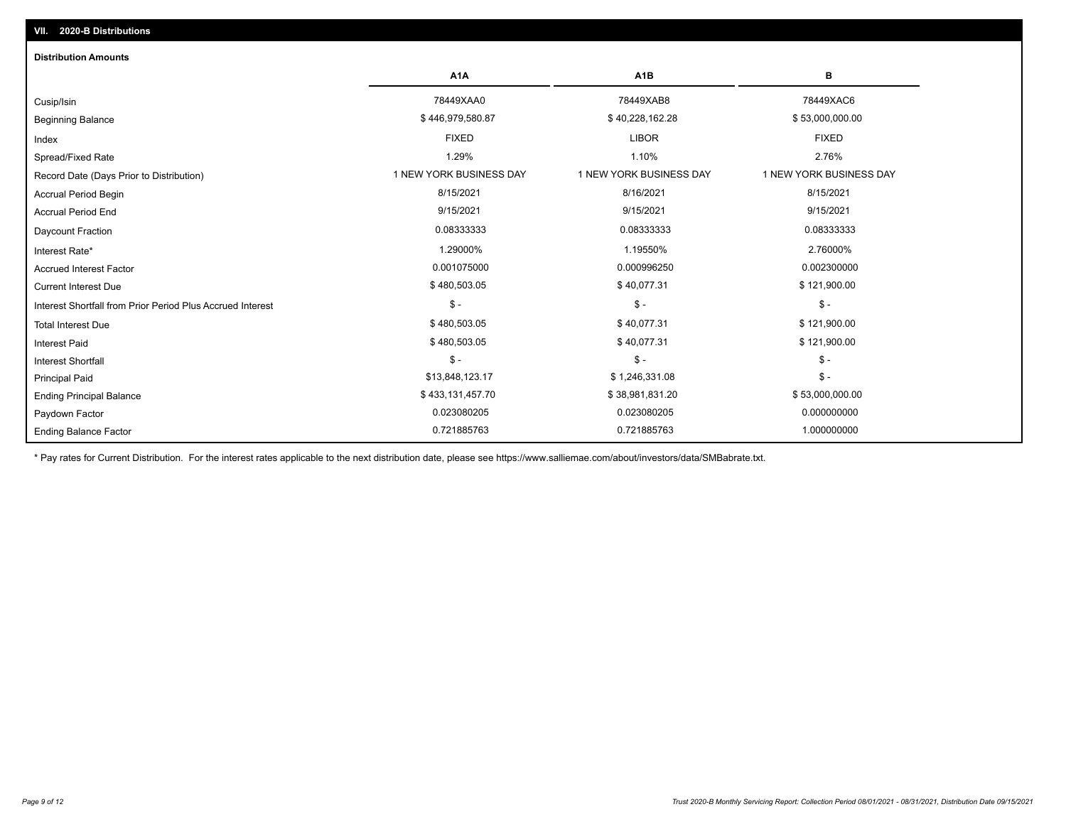## VII. 2020-B Distributions

### Distribution Amounts

| | A1A | A1B | B |
|---|---|---|---|
| Cusip/Isin | 78449XAA0 | 78449XAB8 | 78449XAC6 |
| Beginning Balance | $ 446,979,580.87 | $ 40,228,162.28 | $ 53,000,000.00 |
| Index | FIXED | LIBOR | FIXED |
| Spread/Fixed Rate | 1.29% | 1.10% | 2.76% |
| Record Date (Days Prior to Distribution) | 1 NEW YORK BUSINESS DAY | 1 NEW YORK BUSINESS DAY | 1 NEW YORK BUSINESS DAY |
| Accrual Period Begin | 8/15/2021 | 8/16/2021 | 8/15/2021 |
| Accrual Period End | 9/15/2021 | 9/15/2021 | 9/15/2021 |
| Daycount Fraction | 0.08333333 | 0.08333333 | 0.08333333 |
| Interest Rate* | 1.29000% | 1.19550% | 2.76000% |
| Accrued Interest Factor | 0.001075000 | 0.000996250 | 0.002300000 |
| Current Interest Due | $ 480,503.05 | $ 40,077.31 | $ 121,900.00 |
| Interest Shortfall from Prior Period Plus Accrued Interest | $ - | $ - | $ - |
| Total Interest Due | $ 480,503.05 | $ 40,077.31 | $ 121,900.00 |
| Interest Paid | $ 480,503.05 | $ 40,077.31 | $ 121,900.00 |
| Interest Shortfall | $ - | $ - | $ - |
| Principal Paid | $13,848,123.17 | $ 1,246,331.08 | $ - |
| Ending Principal Balance | $ 433,131,457.70 | $ 38,981,831.20 | $ 53,000,000.00 |
| Paydown Factor | 0.023080205 | 0.023080205 | 0.000000000 |
| Ending Balance Factor | 0.721885763 | 0.721885763 | 1.000000000 |

* Pay rates for Current Distribution. For the interest rates applicable to the next distribution date, please see https://www.salliemae.com/about/investors/data/SMBabrate.txt.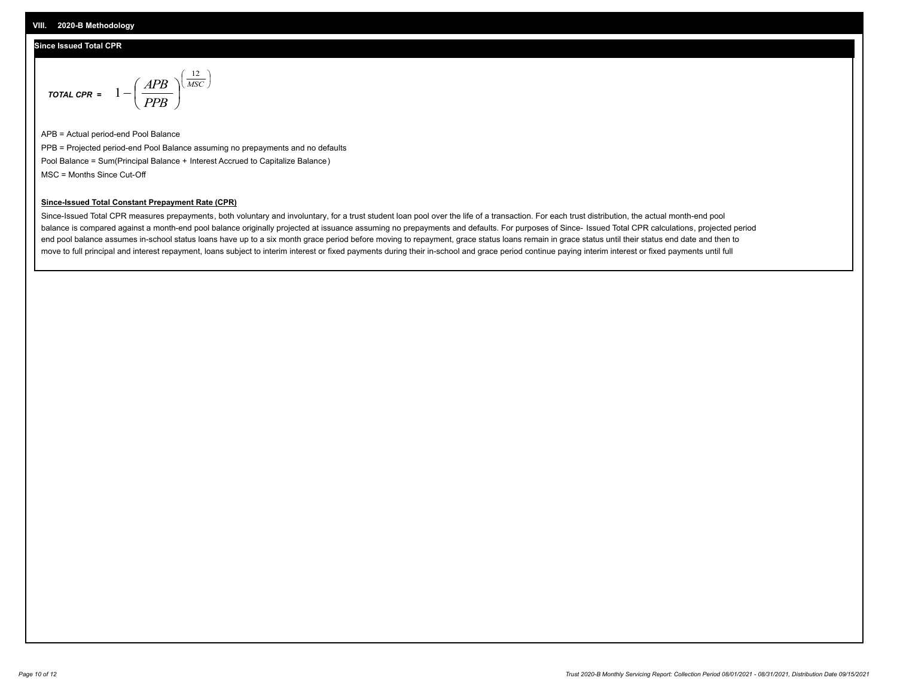## VIII. 2020-B Methodology

### Since Issued Total CPR

$$\textbf{\textit{TOTAL CPR}} = \quad 1-\left(\frac{APB}{PPB}\right)^{\left(\frac{12}{MSC}\right)}$$

APB = Actual period-end Pool Balance

PPB = Projected period-end Pool Balance assuming no prepayments and no defaults

Pool Balance = Sum(Principal Balance + Interest Accrued to Capitalize Balance)

MSC = Months Since Cut-Off

**Since-Issued Total Constant Prepayment Rate (CPR)**

Since-Issued Total CPR measures prepayments, both voluntary and involuntary, for a trust student loan pool over the life of a transaction. For each trust distribution, the actual month-end pool balance is compared against a month-end pool balance originally projected at issuance assuming no prepayments and defaults. For purposes of Since- Issued Total CPR calculations, projected period end pool balance assumes in-school status loans have up to a six month grace period before moving to repayment, grace status loans remain in grace status until their status end date and then to move to full principal and interest repayment, loans subject to interim interest or fixed payments during their in-school and grace period continue paying interim interest or fixed payments until full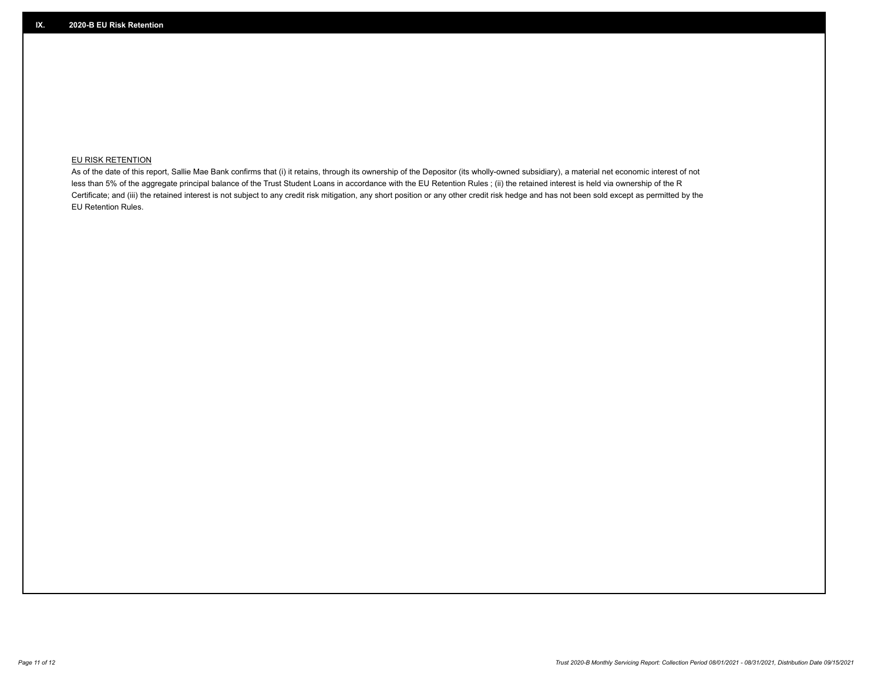## IX. 2020-B EU Risk Retention

EU RISK RETENTION

As of the date of this report, Sallie Mae Bank confirms that (i) it retains, through its ownership of the Depositor (its wholly-owned subsidiary), a material net economic interest of not less than 5% of the aggregate principal balance of the Trust Student Loans in accordance with the EU Retention Rules ; (ii) the retained interest is held via ownership of the R Certificate; and (iii) the retained interest is not subject to any credit risk mitigation, any short position or any other credit risk hedge and has not been sold except as permitted by the EU Retention Rules.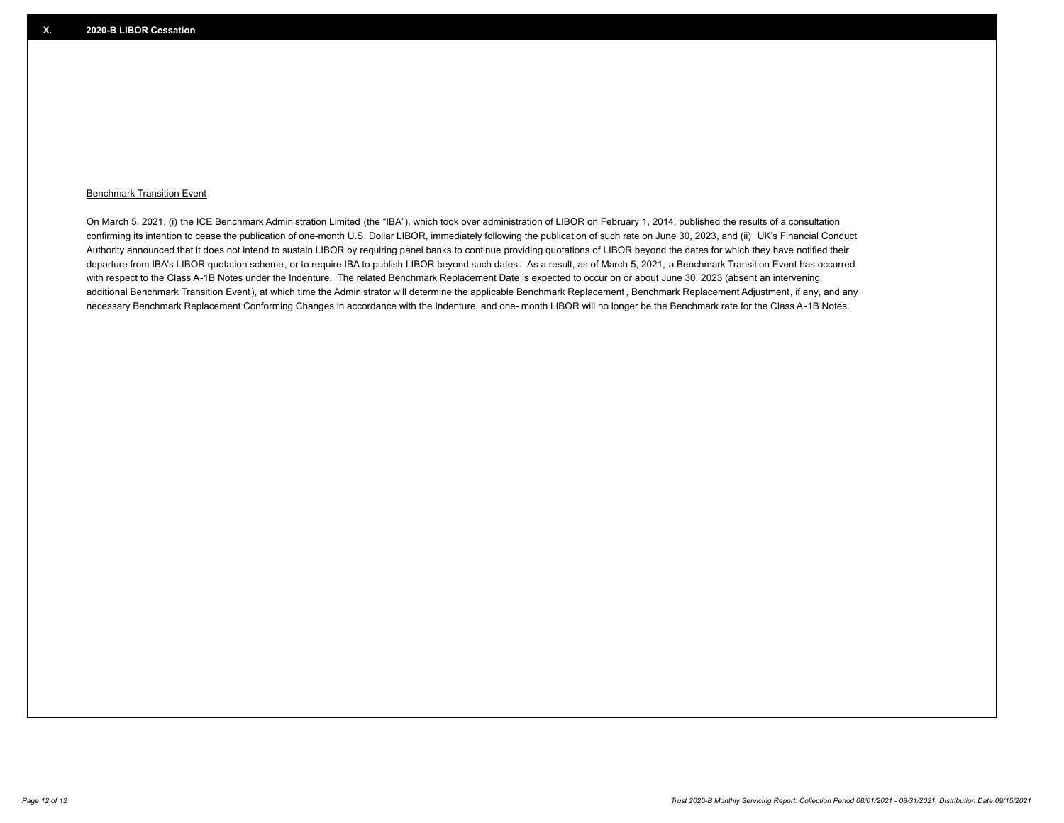## X. 2020-B LIBOR Cessation

Benchmark Transition Event

On March 5, 2021, (i) the ICE Benchmark Administration Limited (the "IBA"), which took over administration of LIBOR on February 1, 2014, published the results of a consultation confirming its intention to cease the publication of one-month U.S. Dollar LIBOR, immediately following the publication of such rate on June 30, 2023, and (ii) UK's Financial Conduct Authority announced that it does not intend to sustain LIBOR by requiring panel banks to continue providing quotations of LIBOR beyond the dates for which they have notified their departure from IBA's LIBOR quotation scheme, or to require IBA to publish LIBOR beyond such dates. As a result, as of March 5, 2021, a Benchmark Transition Event has occurred with respect to the Class A-1B Notes under the Indenture. The related Benchmark Replacement Date is expected to occur on or about June 30, 2023 (absent an intervening additional Benchmark Transition Event), at which time the Administrator will determine the applicable Benchmark Replacement, Benchmark Replacement Adjustment, if any, and any necessary Benchmark Replacement Conforming Changes in accordance with the Indenture, and one- month LIBOR will no longer be the Benchmark rate for the Class A-1B Notes.